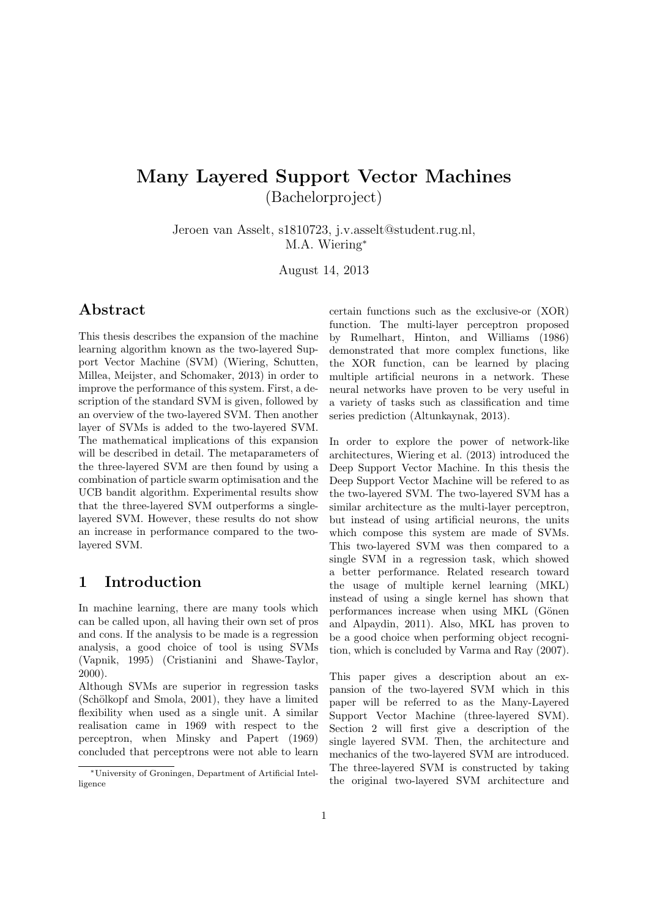# Many Layered Support Vector Machines

(Bachelorproject)

Jeroen van Asselt, s1810723, j.v.asselt@student.rug.nl,
M.A. Wiering*

August 14, 2013

## Abstract

This thesis describes the expansion of the machine learning algorithm known as the two-layered Support Vector Machine (SVM) (Wiering, Schutten, Millea, Meijster, and Schomaker, 2013) in order to improve the performance of this system. First, a description of the standard SVM is given, followed by an overview of the two-layered SVM. Then another layer of SVMs is added to the two-layered SVM. The mathematical implications of this expansion will be described in detail. The metaparameters of the three-layered SVM are then found by using a combination of particle swarm optimisation and the UCB bandit algorithm. Experimental results show that the three-layered SVM outperforms a single-layered SVM. However, these results do not show an increase in performance compared to the two-layered SVM.

## 1 Introduction

In machine learning, there are many tools which can be called upon, all having their own set of pros and cons. If the analysis to be made is a regression analysis, a good choice of tool is using SVMs (Vapnik, 1995) (Cristianini and Shawe-Taylor, 2000).

Although SVMs are superior in regression tasks (Schölkopf and Smola, 2001), they have a limited flexibility when used as a single unit. A similar realisation came in 1969 with respect to the perceptron, when Minsky and Papert (1969) concluded that perceptrons were not able to learn certain functions such as the exclusive-or (XOR) function. The multi-layer perceptron proposed by Rumelhart, Hinton, and Williams (1986) demonstrated that more complex functions, like the XOR function, can be learned by placing multiple artificial neurons in a network. These neural networks have proven to be very useful in a variety of tasks such as classification and time series prediction (Altunkaynak, 2013).

In order to explore the power of network-like architectures, Wiering et al. (2013) introduced the Deep Support Vector Machine. In this thesis the Deep Support Vector Machine will be refered to as the two-layered SVM. The two-layered SVM has a similar architecture as the multi-layer perceptron, but instead of using artificial neurons, the units which compose this system are made of SVMs. This two-layered SVM was then compared to a single SVM in a regression task, which showed a better performance. Related research toward the usage of multiple kernel learning (MKL) instead of using a single kernel has shown that performances increase when using MKL (Gönen and Alpaydin, 2011). Also, MKL has proven to be a good choice when performing object recognition, which is concluded by Varma and Ray (2007).

This paper gives a description about an expansion of the two-layered SVM which in this paper will be referred to as the Many-Layered Support Vector Machine (three-layered SVM). Section 2 will first give a description of the single layered SVM. Then, the architecture and mechanics of the two-layered SVM are introduced. The three-layered SVM is constructed by taking the original two-layered SVM architecture and

*University of Groningen, Department of Artificial Intelligence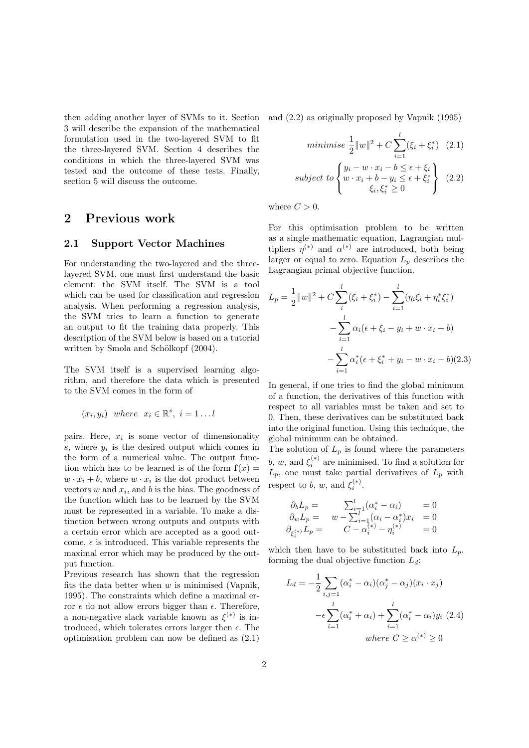then adding another layer of SVMs to it. Section 3 will describe the expansion of the mathematical formulation used in the two-layered SVM to fit the three-layered SVM. Section 4 describes the conditions in which the three-layered SVM was tested and the outcome of these tests. Finally, section 5 will discuss the outcome.

## 2 Previous work

### 2.1 Support Vector Machines

For understanding the two-layered and the three-layered SVM, one must first understand the basic element: the SVM itself. The SVM is a tool which can be used for classification and regression analysis. When performing a regression analysis, the SVM tries to learn a function to generate an output to fit the training data properly. This description of the SVM below is based on a tutorial written by Smola and Schölkopf (2004).

The SVM itself is a supervised learning algorithm, and therefore the data which is presented to the SVM comes in the form of

$$(x_i, y_i) \;\; where \;\; x_i \in \mathbb{R}^s, \; i = 1 \ldots l$$

pairs. Here, $x_i$ is some vector of dimensionality $s$, where $y_i$ is the desired output which comes in the form of a numerical value. The output function which has to be learned is of the form $\mathbf{f}(x) = w \cdot x_i + b$, where $w \cdot x_i$ is the dot product between vectors $w$ and $x_i$, and $b$ is the bias. The goodness of the function which has to be learned by the SVM must be represented in a variable. To make a distinction between wrong outputs and outputs with a certain error which are accepted as a good outcome, $\epsilon$ is introduced. This variable represents the maximal error which may be produced by the output function.

Previous research has shown that the regression fits the data better when $w$ is minimised (Vapnik, 1995). The constraints which define a maximal error $\epsilon$ do not allow errors bigger than $\epsilon$. Therefore, a non-negative slack variable known as $\xi^{(*)}$ is introduced, which tolerates errors larger then $\epsilon$. The optimisation problem can now be defined as (2.1) and (2.2) as originally proposed by Vapnik (1995)

$$minimise \;\; \frac{1}{2}\|w\|^2 + C\sum_{i=1}^{l}(\xi_i + \xi_i^*) \quad (2.1)$$

$$subject\ to \begin{Bmatrix} y_i - w \cdot x_i - b \leq \epsilon + \xi_i \\ w \cdot x_i + b - y_i \leq \epsilon + \xi_i^* \\ \xi_i, \xi_i^* \geq 0 \end{Bmatrix} \quad (2.2)$$

where $C > 0$.

For this optimisation problem to be written as a single mathematic equation, Lagrangian multipliers $\eta^{(*)}$ and $\alpha^{(*)}$ are introduced, both being larger or equal to zero. Equation $L_p$ describes the Lagrangian primal objective function.

$$\begin{aligned} L_p = \frac{1}{2}\|w\|^2 + C\sum_{i}^{l}(\xi_i + \xi_i^*) - \sum_{i=1}^{l}(\eta_i\xi_i + \eta_i^*\xi_i^*) \\ - \sum_{i=1}^{l}\alpha_i(\epsilon + \xi_i - y_i + w \cdot x_i + b) \\ - \sum_{i=1}^{l}\alpha_i^*(\epsilon + \xi_i^* + y_i - w \cdot x_i - b) \end{aligned} \quad (2.3)$$

In general, if one tries to find the global minimum of a function, the derivatives of this function with respect to all variables must be taken and set to 0. Then, these derivatives can be substituted back into the original function. Using this technique, the global minimum can be obtained.

The solution of $L_p$ is found where the parameters $b$, $w$, and $\xi_i^{(*)}$ are minimised. To find a solution for $L_p$, one must take partial derivatives of $L_p$ with respect to $b$, $w$, and $\xi_i^{(*)}$.

$$\begin{aligned} \partial_b L_p &= \sum_{i=1}^{l}(\alpha_i^* - \alpha_i) &= 0 \\ \partial_w L_p &= w - \sum_{i=1}^{l}(\alpha_i - \alpha_i^*)x_i &= 0 \\ \partial_{\xi_i^{(*)}} L_p &= C - \alpha_i^{(*)} - \eta_i^{(*)} &= 0 \end{aligned}$$

which then have to be substituted back into $L_p$, forming the dual objective function $L_d$:

$$\begin{aligned} L_d = -\frac{1}{2}\sum_{i,j=1}(\alpha_i^* - \alpha_i)(\alpha_j^* - \alpha_j)(x_i \cdot x_j) \\ -\epsilon\sum_{i=1}^{l}(\alpha_i^* + \alpha_i) + \sum_{i=1}^{l}(\alpha_i^* - \alpha_i)y_i \end{aligned} \quad (2.4)$$

$$where \; C \geq \alpha^{(*)} \geq 0$$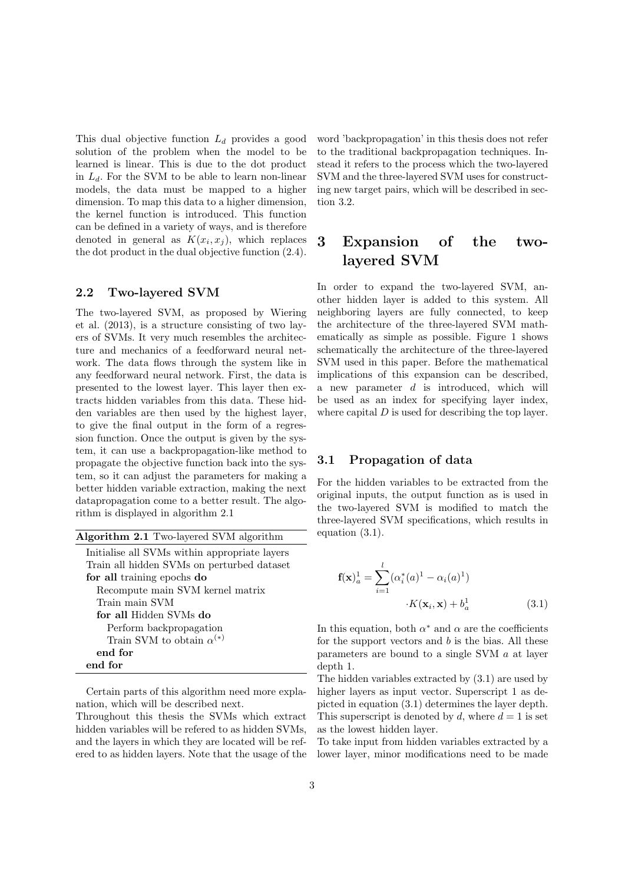This dual objective function $L_d$ provides a good solution of the problem when the model to be learned is linear. This is due to the dot product in $L_d$. For the SVM to be able to learn non-linear models, the data must be mapped to a higher dimension. To map this data to a higher dimension, the kernel function is introduced. This function can be defined in a variety of ways, and is therefore denoted in general as $K(x_i, x_j)$, which replaces the dot product in the dual objective function (2.4).

## 2.2 Two-layered SVM

The two-layered SVM, as proposed by Wiering et al. (2013), is a structure consisting of two layers of SVMs. It very much resembles the architecture and mechanics of a feedforward neural network. The data flows through the system like in any feedforward neural network. First, the data is presented to the lowest layer. This layer then extracts hidden variables from this data. These hidden variables are then used by the highest layer, to give the final output in the form of a regression function. Once the output is given by the system, it can use a backpropagation-like method to propagate the objective function back into the system, so it can adjust the parameters for making a better hidden variable extraction, making the next datapropagation come to a better result. The algorithm is displayed in algorithm 2.1

**Algorithm 2.1** Two-layered SVM algorithm

```
Initialise all SVMs within appropriate layers
Train all hidden SVMs on perturbed dataset
for all training epochs do
  Recompute main SVM kernel matrix
  Train main SVM
  for all Hidden SVMs do
    Perform backpropagation
    Train SVM to obtain α^(*)
  end for
end for
```

Certain parts of this algorithm need more explanation, which will be described next.

Throughout this thesis the SVMs which extract hidden variables will be refered to as hidden SVMs, and the layers in which they are located will be refered to as hidden layers. Note that the usage of the word 'backpropagation' in this thesis does not refer to the traditional backpropagation techniques. Instead it refers to the process which the two-layered SVM and the three-layered SVM uses for constructing new target pairs, which will be described in section 3.2.

# 3 Expansion of the two-layered SVM

In order to expand the two-layered SVM, another hidden layer is added to this system. All neighboring layers are fully connected, to keep the architecture of the three-layered SVM mathematically as simple as possible. Figure 1 shows schematically the architecture of the three-layered SVM used in this paper. Before the mathematical implications of this expansion can be described, a new parameter $d$ is introduced, which will be used as an index for specifying layer index, where capital $D$ is used for describing the top layer.

## 3.1 Propagation of data

For the hidden variables to be extracted from the original inputs, the output function as is used in the two-layered SVM is modified to match the three-layered SVM specifications, which results in equation (3.1).

$$\mathbf{f}(\mathbf{x})_a^1 = \sum_{i=1}^{l} (\alpha_i^*(a)^1 - \alpha_i(a)^1) \cdot K(\mathbf{x}_i, \mathbf{x}) + b_a^1 \tag{3.1}$$

In this equation, both $\alpha^*$ and $\alpha$ are the coefficients for the support vectors and $b$ is the bias. All these parameters are bound to a single SVM $a$ at layer depth 1.

The hidden variables extracted by (3.1) are used by higher layers as input vector. Superscript 1 as depicted in equation (3.1) determines the layer depth. This superscript is denoted by $d$, where $d = 1$ is set as the lowest hidden layer.

To take input from hidden variables extracted by a lower layer, minor modifications need to be made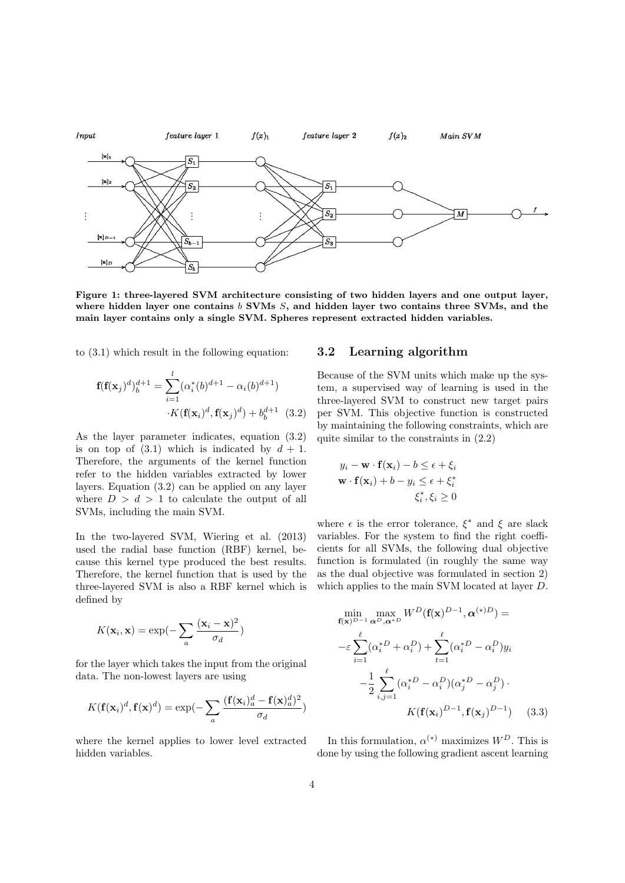**Figure 1: three-layered SVM architecture consisting of two hidden layers and one output layer, where hidden layer one contains $b$ SVMs $S$, and hidden layer two contains three SVMs, and the main layer contains only a single SVM. Spheres represent extracted hidden variables.**

to (3.1) which result in the following equation:

$$\mathbf{f}(\mathbf{f}(\mathbf{x}_j)^d)_b^{d+1} = \sum_{i=1}^{l}(\alpha_i^*(b)^{d+1} - \alpha_i(b)^{d+1}) \cdot K(\mathbf{f}(\mathbf{x}_i)^d, \mathbf{f}(\mathbf{x}_j)^d) + b_b^{d+1} \quad (3.2)$$

As the layer parameter indicates, equation (3.2) is on top of (3.1) which is indicated by $d+1$. Therefore, the arguments of the kernel function refer to the hidden variables extracted by lower layers. Equation (3.2) can be applied on any layer where $D > d > 1$ to calculate the output of all SVMs, including the main SVM.

In the two-layered SVM, Wiering et al. (2013) used the radial base function (RBF) kernel, because this kernel type produced the best results. Therefore, the kernel function that is used by the three-layered SVM is also a RBF kernel which is defined by

$$K(\mathbf{x}_i, \mathbf{x}) = \exp(-\sum_a \frac{(\mathbf{x}_i - \mathbf{x})^2}{\sigma_d})$$

for the layer which takes the input from the original data. The non-lowest layers are using

$$K(\mathbf{f}(\mathbf{x}_i)^d, \mathbf{f}(\mathbf{x})^d) = \exp(-\sum_a \frac{(\mathbf{f}(\mathbf{x}_i)_a^d - \mathbf{f}(\mathbf{x})_a^d)^2}{\sigma_d})$$

where the kernel applies to lower level extracted hidden variables.

## 3.2 Learning algorithm

Because of the SVM units which make up the system, a supervised way of learning is used in the three-layered SVM to construct new target pairs per SVM. This objective function is constructed by maintaining the following constraints, which are quite similar to the constraints in (2.2)

$$\begin{aligned}
y_i - \mathbf{w} \cdot \mathbf{f}(\mathbf{x}_i) - b &\leq \epsilon + \xi_i \\
\mathbf{w} \cdot \mathbf{f}(\mathbf{x}_i) + b - y_i &\leq \epsilon + \xi_i^* \\
\xi_i^*, \xi_i &\geq 0
\end{aligned}$$

where $\epsilon$ is the error tolerance, $\xi^*$ and $\xi$ are slack variables. For the system to find the right coefficients for all SVMs, the following dual objective function is formulated (in roughly the same way as the dual objective was formulated in section 2) which applies to the main SVM located at layer $D$.

$$\begin{aligned}
\min_{\mathbf{f}(\mathbf{x})^{D-1}} \max_{\boldsymbol{\alpha}^D, \boldsymbol{\alpha}^{*D}} W^D(\mathbf{f}(\mathbf{x})^{D-1}, \boldsymbol{\alpha}^{(*)D}) = \\
-\varepsilon \sum_{i=1}^{\ell}(\alpha_i^{*D} + \alpha_i^D) + \sum_{t=1}^{\ell}(\alpha_i^{*D} - \alpha_i^D)y_i \\
-\frac{1}{2}\sum_{i,j=1}^{\ell}(\alpha_i^{*D} - \alpha_i^D)(\alpha_j^{*D} - \alpha_j^D) \cdot \\
K(\mathbf{f}(\mathbf{x}_i)^{D-1}, \mathbf{f}(\mathbf{x}_j)^{D-1}) \quad (3.3)
\end{aligned}$$

In this formulation, $\alpha^{(*)}$ maximizes $W^D$. This is done by using the following gradient ascent learning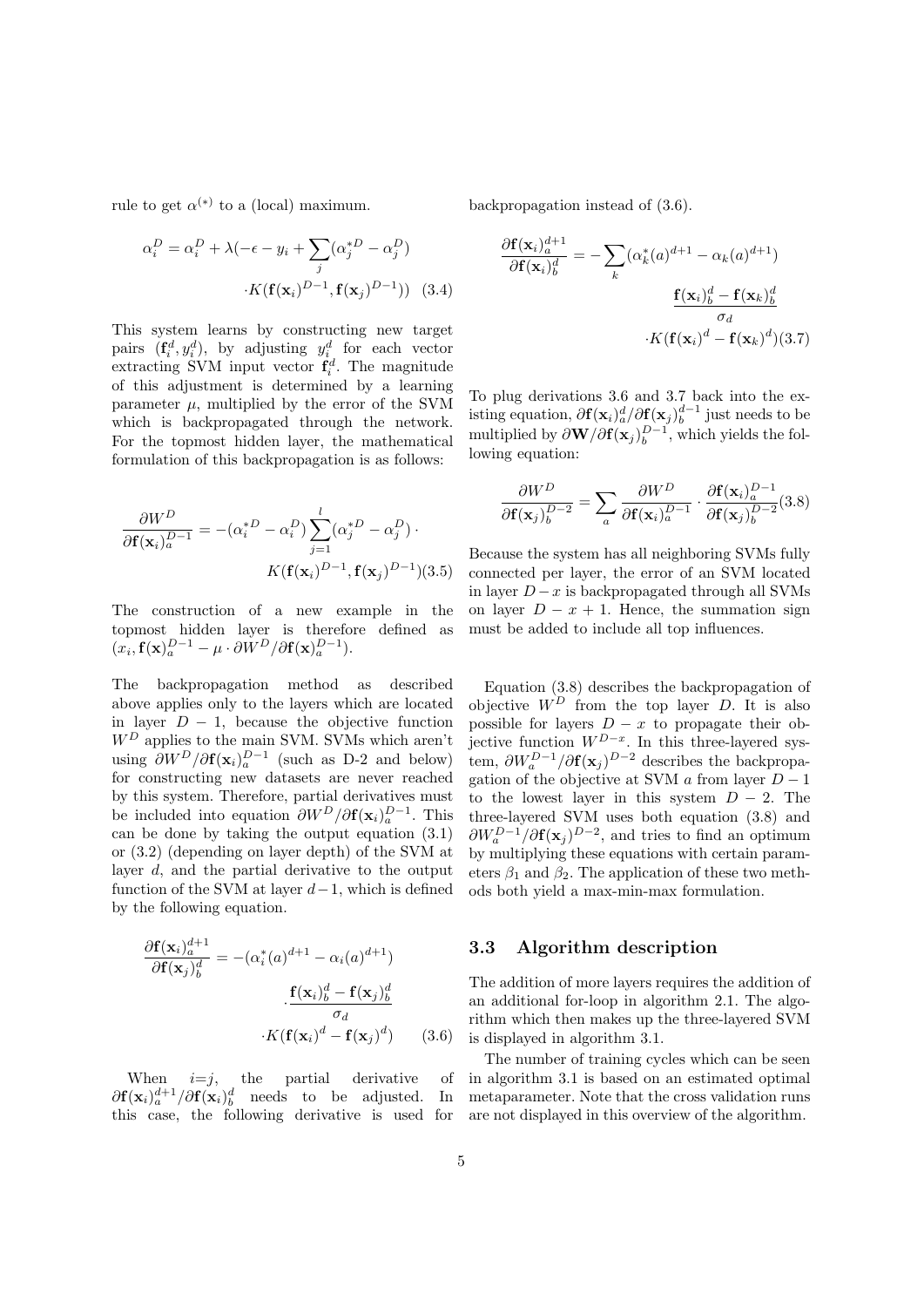rule to get $\alpha^{(*)}$ to a (local) maximum.

$$\alpha_i^D = \alpha_i^D + \lambda(-\epsilon - y_i + \sum_j (\alpha_j^{*D} - \alpha_j^D) \cdot K(\mathbf{f}(\mathbf{x}_i)^{D-1}, \mathbf{f}(\mathbf{x}_j)^{D-1})) \quad (3.4)$$

This system learns by constructing new target pairs $(\mathbf{f}_i^d, y_i^d)$, by adjusting $y_i^d$ for each vector extracting SVM input vector $\mathbf{f}_i^d$. The magnitude of this adjustment is determined by a learning parameter $\mu$, multiplied by the error of the SVM which is backpropagated through the network. For the topmost hidden layer, the mathematical formulation of this backpropagation is as follows:

$$\frac{\partial W^D}{\partial \mathbf{f}(\mathbf{x}_i)_a^{D-1}} = -(\alpha_i^{*D} - \alpha_i^D) \sum_{j=1}^{l} (\alpha_j^{*D} - \alpha_j^D) \cdot K(\mathbf{f}(\mathbf{x}_i)^{D-1}, \mathbf{f}(\mathbf{x}_j)^{D-1}) \quad (3.5)$$

The construction of a new example in the topmost hidden layer is therefore defined as $(x_i, \mathbf{f}(\mathbf{x})_a^{D-1} - \mu \cdot \partial W^D / \partial \mathbf{f}(\mathbf{x})_a^{D-1})$.

The backpropagation method as described above applies only to the layers which are located in layer $D-1$, because the objective function $W^D$ applies to the main SVM. SVMs which aren't using $\partial W^D / \partial \mathbf{f}(\mathbf{x}_i)_a^{D-1}$ (such as D-2 and below) for constructing new datasets are never reached by this system. Therefore, partial derivatives must be included into equation $\partial W^D / \partial \mathbf{f}(\mathbf{x}_i)_a^{D-1}$. This can be done by taking the output equation (3.1) or (3.2) (depending on layer depth) of the SVM at layer $d$, and the partial derivative to the output function of the SVM at layer $d-1$, which is defined by the following equation.

$$\frac{\partial \mathbf{f}(\mathbf{x}_i)_a^{d+1}}{\partial \mathbf{f}(\mathbf{x}_j)_b^d} = -(\alpha_i^*(a)^{d+1} - \alpha_i(a)^{d+1}) \cdot \frac{\mathbf{f}(\mathbf{x}_i)_b^d - \mathbf{f}(\mathbf{x}_j)_b^d}{\sigma_d} \cdot K(\mathbf{f}(\mathbf{x}_i)^d - \mathbf{f}(\mathbf{x}_j)^d) \quad (3.6)$$

When $i{=}j$, the partial derivative of $\partial \mathbf{f}(\mathbf{x}_i)_a^{d+1} / \partial \mathbf{f}(\mathbf{x}_i)_b^d$ needs to be adjusted. In this case, the following derivative is used for backpropagation instead of (3.6).

$$\frac{\partial \mathbf{f}(\mathbf{x}_i)_a^{d+1}}{\partial \mathbf{f}(\mathbf{x}_i)_b^d} = -\sum_k (\alpha_k^*(a)^{d+1} - \alpha_k(a)^{d+1}) \frac{\mathbf{f}(\mathbf{x}_i)_b^d - \mathbf{f}(\mathbf{x}_k)_b^d}{\sigma_d} \cdot K(\mathbf{f}(\mathbf{x}_i)^d - \mathbf{f}(\mathbf{x}_k)^d) \quad (3.7)$$

To plug derivations 3.6 and 3.7 back into the existing equation, $\partial \mathbf{f}(\mathbf{x}_i)_a^d / \partial \mathbf{f}(\mathbf{x}_j)_b^{d-1}$ just needs to be multiplied by $\partial \mathbf{W} / \partial \mathbf{f}(\mathbf{x}_j)_b^{D-1}$, which yields the following equation:

$$\frac{\partial W^D}{\partial \mathbf{f}(\mathbf{x}_j)_b^{D-2}} = \sum_a \frac{\partial W^D}{\partial \mathbf{f}(\mathbf{x}_i)_a^{D-1}} \cdot \frac{\partial \mathbf{f}(\mathbf{x}_i)_a^{D-1}}{\partial \mathbf{f}(\mathbf{x}_j)_b^{D-2}} \quad (3.8)$$

Because the system has all neighboring SVMs fully connected per layer, the error of an SVM located in layer $D-x$ is backpropagated through all SVMs on layer $D-x+1$. Hence, the summation sign must be added to include all top influences.

Equation (3.8) describes the backpropagation of objective $W^D$ from the top layer $D$. It is also possible for layers $D-x$ to propagate their objective function $W^{D-x}$. In this three-layered system, $\partial W_a^{D-1} / \partial \mathbf{f}(\mathbf{x}_j)^{D-2}$ describes the backpropagation of the objective at SVM $a$ from layer $D-1$ to the lowest layer in this system $D-2$. The three-layered SVM uses both equation (3.8) and $\partial W_a^{D-1} / \partial \mathbf{f}(\mathbf{x}_j)^{D-2}$, and tries to find an optimum by multiplying these equations with certain parameters $\beta_1$ and $\beta_2$. The application of these two methods both yield a max-min-max formulation.

## 3.3 Algorithm description

The addition of more layers requires the addition of an additional for-loop in algorithm 2.1. The algorithm which then makes up the three-layered SVM is displayed in algorithm 3.1.

The number of training cycles which can be seen in algorithm 3.1 is based on an estimated optimal metaparameter. Note that the cross validation runs are not displayed in this overview of the algorithm.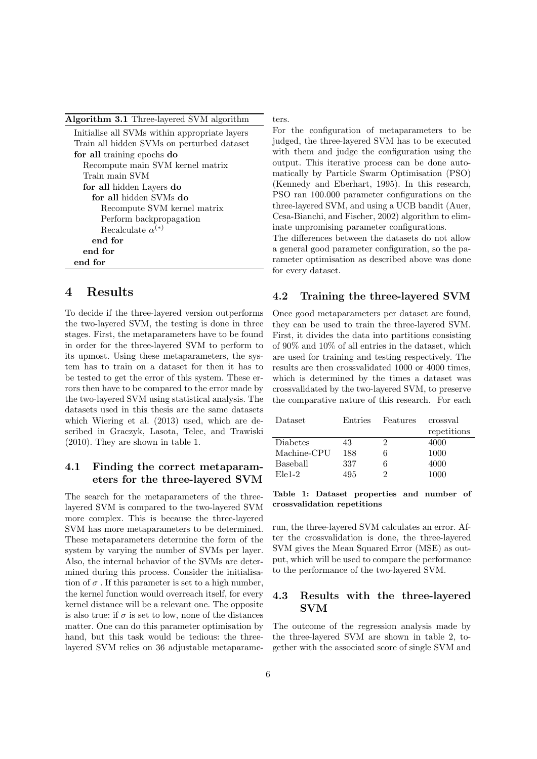**Algorithm 3.1** Three-layered SVM algorithm

```
Initialise all SVMs within appropriate layers
Train all hidden SVMs on perturbed dataset
for all training epochs do
  Recompute main SVM kernel matrix
  Train main SVM
  for all hidden Layers do
    for all hidden SVMs do
      Recompute SVM kernel matrix
      Perform backpropagation
      Recalculate α^(*)
    end for
  end for
end for
```

## 4 Results

To decide if the three-layered version outperforms the two-layered SVM, the testing is done in three stages. First, the metaparameters have to be found in order for the three-layered SVM to perform to its upmost. Using these metaparameters, the system has to train on a dataset for then it has to be tested to get the error of this system. These errors then have to be compared to the error made by the two-layered SVM using statistical analysis. The datasets used in this thesis are the same datasets which Wiering et al. (2013) used, which are described in Graczyk, Lasota, Telec, and Trawiski (2010). They are shown in table 1.

### 4.1 Finding the correct metaparameters for the three-layered SVM

The search for the metaparameters of the three-layered SVM is compared to the two-layered SVM more complex. This is because the three-layered SVM has more metaparameters to be determined. These metaparameters determine the form of the system by varying the number of SVMs per layer. Also, the internal behavior of the SVMs are determined during this process. Consider the initialisation of $\sigma$ . If this parameter is set to a high number, the kernel function would overreach itself, for every kernel distance will be a relevant one. The opposite is also true: if $\sigma$ is set to low, none of the distances matter. One can do this parameter optimisation by hand, but this task would be tedious: the three-layered SVM relies on 36 adjustable metaparameters.

For the configuration of metaparameters to be judged, the three-layered SVM has to be executed with them and judge the configuration using the output. This iterative process can be done automatically by Particle Swarm Optimisation (PSO) (Kennedy and Eberhart, 1995). In this research, PSO ran 100.000 parameter configurations on the three-layered SVM, and using a UCB bandit (Auer, Cesa-Bianchi, and Fischer, 2002) algorithm to eliminate unpromising parameter configurations.

The differences between the datasets do not allow a general good parameter configuration, so the parameter optimisation as described above was done for every dataset.

### 4.2 Training the three-layered SVM

Once good metaparameters per dataset are found, they can be used to train the three-layered SVM. First, it divides the data into partitions consisting of 90% and 10% of all entries in the dataset, which are used for training and testing respectively. The results are then crossvalidated 1000 or 4000 times, which is determined by the times a dataset was crossvalidated by the two-layered SVM, to preserve the comparative nature of this research. For each run, the three-layered SVM calculates an error. After the crossvalidation is done, the three-layered SVM gives the Mean Squared Error (MSE) as output, which will be used to compare the performance to the performance of the two-layered SVM.

| Dataset | Entries | Features | crossval repetitions |
|---|---|---|---|
| Diabetes | 43 | 2 | 4000 |
| Machine-CPU | 188 | 6 | 1000 |
| Baseball | 337 | 6 | 4000 |
| Ele1-2 | 495 | 2 | 1000 |

**Table 1: Dataset properties and number of crossvalidation repetitions**

### 4.3 Results with the three-layered SVM

The outcome of the regression analysis made by the three-layered SVM are shown in table 2, together with the associated score of single SVM and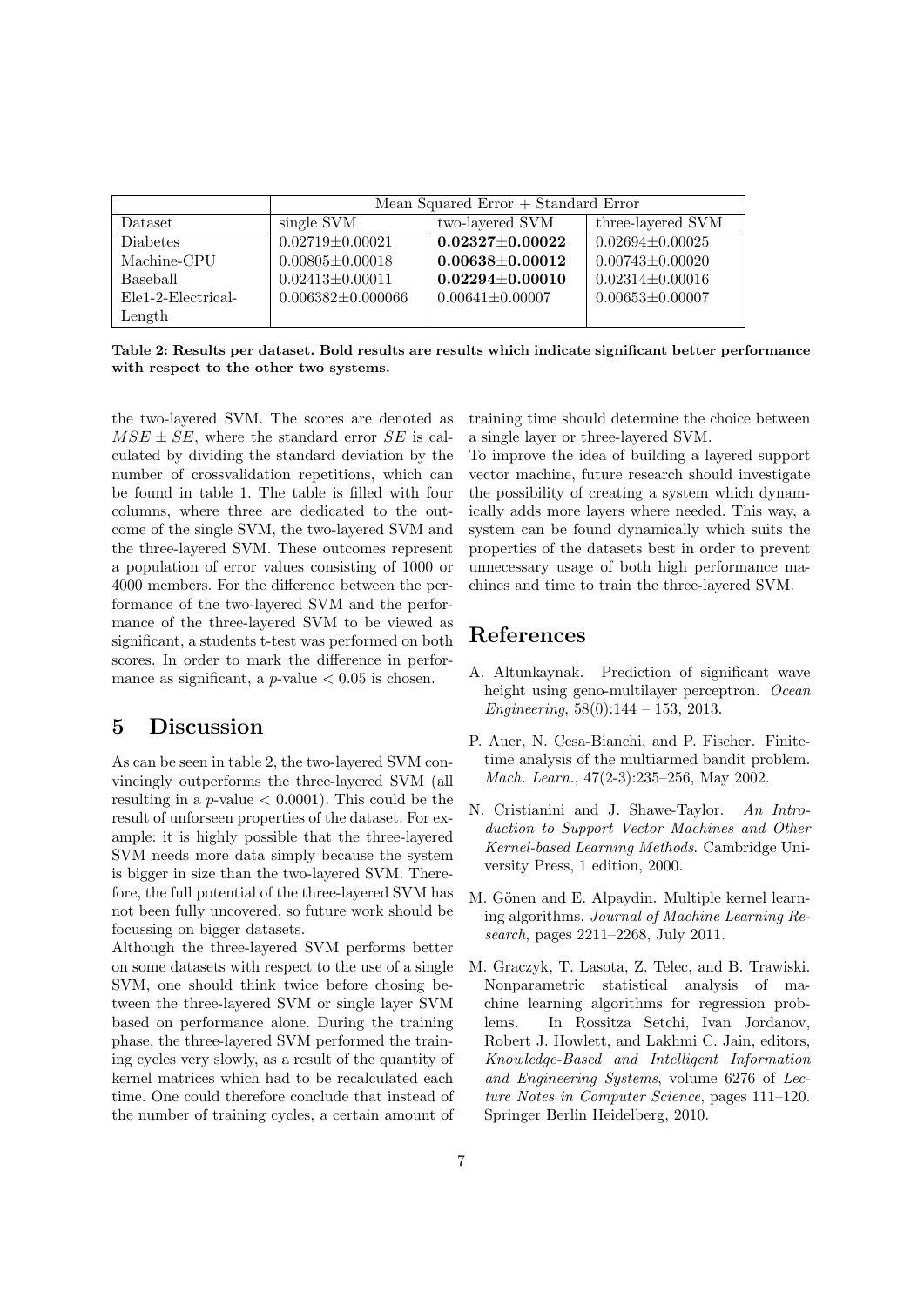| | Mean Squared Error + Standard Error | | |
|---|---|---|---|
| Dataset | single SVM | two-layered SVM | three-layered SVM |
| Diabetes | 0.02719±0.00021 | **0.02327±0.00022** | 0.02694±0.00025 |
| Machine-CPU | 0.00805±0.00018 | **0.00638±0.00012** | 0.00743±0.00020 |
| Baseball | 0.02413±0.00011 | **0.02294±0.00010** | 0.02314±0.00016 |
| Ele1-2-Electrical-Length | 0.006382±0.000066 | 0.00641±0.00007 | 0.00653±0.00007 |

**Table 2: Results per dataset. Bold results are results which indicate significant better performance with respect to the other two systems.**

the two-layered SVM. The scores are denoted as $MSE \pm SE$, where the standard error $SE$ is calculated by dividing the standard deviation by the number of crossvalidation repetitions, which can be found in table 1. The table is filled with four columns, where three are dedicated to the outcome of the single SVM, the two-layered SVM and the three-layered SVM. These outcomes represent a population of error values consisting of 1000 or 4000 members. For the difference between the performance of the two-layered SVM and the performance of the three-layered SVM to be viewed as significant, a students t-test was performed on both scores. In order to mark the difference in performance as significant, a $p$-value $< 0.05$ is chosen.

## 5 Discussion

As can be seen in table 2, the two-layered SVM convincingly outperforms the three-layered SVM (all resulting in a $p$-value $< 0.0001$). This could be the result of unforseen properties of the dataset. For example: it is highly possible that the three-layered SVM needs more data simply because the system is bigger in size than the two-layered SVM. Therefore, the full potential of the three-layered SVM has not been fully uncovered, so future work should be focussing on bigger datasets.

Although the three-layered SVM performs better on some datasets with respect to the use of a single SVM, one should think twice before chosing between the three-layered SVM or single layer SVM based on performance alone. During the training phase, the three-layered SVM performed the training cycles very slowly, as a result of the quantity of kernel matrices which had to be recalculated each time. One could therefore conclude that instead of the number of training cycles, a certain amount of training time should determine the choice between a single layer or three-layered SVM.

To improve the idea of building a layered support vector machine, future research should investigate the possibility of creating a system which dynamically adds more layers where needed. This way, a system can be found dynamically which suits the properties of the datasets best in order to prevent unnecessary usage of both high performance machines and time to train the three-layered SVM.

## References

A. Altunkaynak. Prediction of significant wave height using geno-multilayer perceptron. *Ocean Engineering*, 58(0):144 – 153, 2013.

P. Auer, N. Cesa-Bianchi, and P. Fischer. Finite-time analysis of the multiarmed bandit problem. *Mach. Learn.*, 47(2-3):235–256, May 2002.

N. Cristianini and J. Shawe-Taylor. *An Introduction to Support Vector Machines and Other Kernel-based Learning Methods*. Cambridge University Press, 1 edition, 2000.

M. Gönen and E. Alpaydin. Multiple kernel learning algorithms. *Journal of Machine Learning Research*, pages 2211–2268, July 2011.

M. Graczyk, T. Lasota, Z. Telec, and B. Trawiski. Nonparametric statistical analysis of machine learning algorithms for regression problems. In Rossitza Setchi, Ivan Jordanov, Robert J. Howlett, and Lakhmi C. Jain, editors, *Knowledge-Based and Intelligent Information and Engineering Systems*, volume 6276 of *Lecture Notes in Computer Science*, pages 111–120. Springer Berlin Heidelberg, 2010.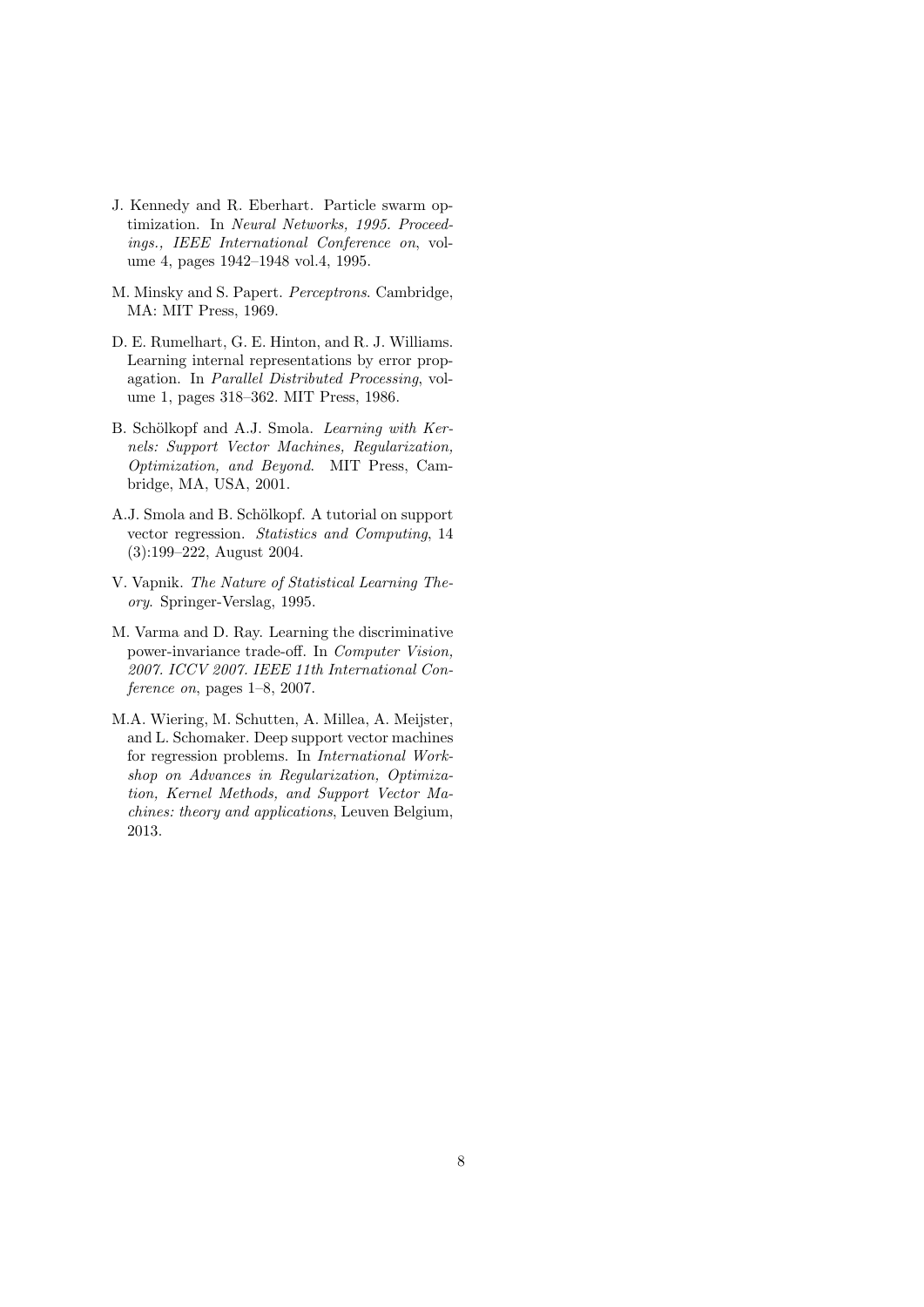J. Kennedy and R. Eberhart. Particle swarm optimization. In *Neural Networks, 1995. Proceedings., IEEE International Conference on*, volume 4, pages 1942–1948 vol.4, 1995.

M. Minsky and S. Papert. *Perceptrons*. Cambridge, MA: MIT Press, 1969.

D. E. Rumelhart, G. E. Hinton, and R. J. Williams. Learning internal representations by error propagation. In *Parallel Distributed Processing*, volume 1, pages 318–362. MIT Press, 1986.

B. Schölkopf and A.J. Smola. *Learning with Kernels: Support Vector Machines, Regularization, Optimization, and Beyond*. MIT Press, Cambridge, MA, USA, 2001.

A.J. Smola and B. Schölkopf. A tutorial on support vector regression. *Statistics and Computing*, 14 (3):199–222, August 2004.

V. Vapnik. *The Nature of Statistical Learning Theory*. Springer-Verslag, 1995.

M. Varma and D. Ray. Learning the discriminative power-invariance trade-off. In *Computer Vision, 2007. ICCV 2007. IEEE 11th International Conference on*, pages 1–8, 2007.

M.A. Wiering, M. Schutten, A. Millea, A. Meijster, and L. Schomaker. Deep support vector machines for regression problems. In *International Workshop on Advances in Regularization, Optimization, Kernel Methods, and Support Vector Machines: theory and applications*, Leuven Belgium, 2013.